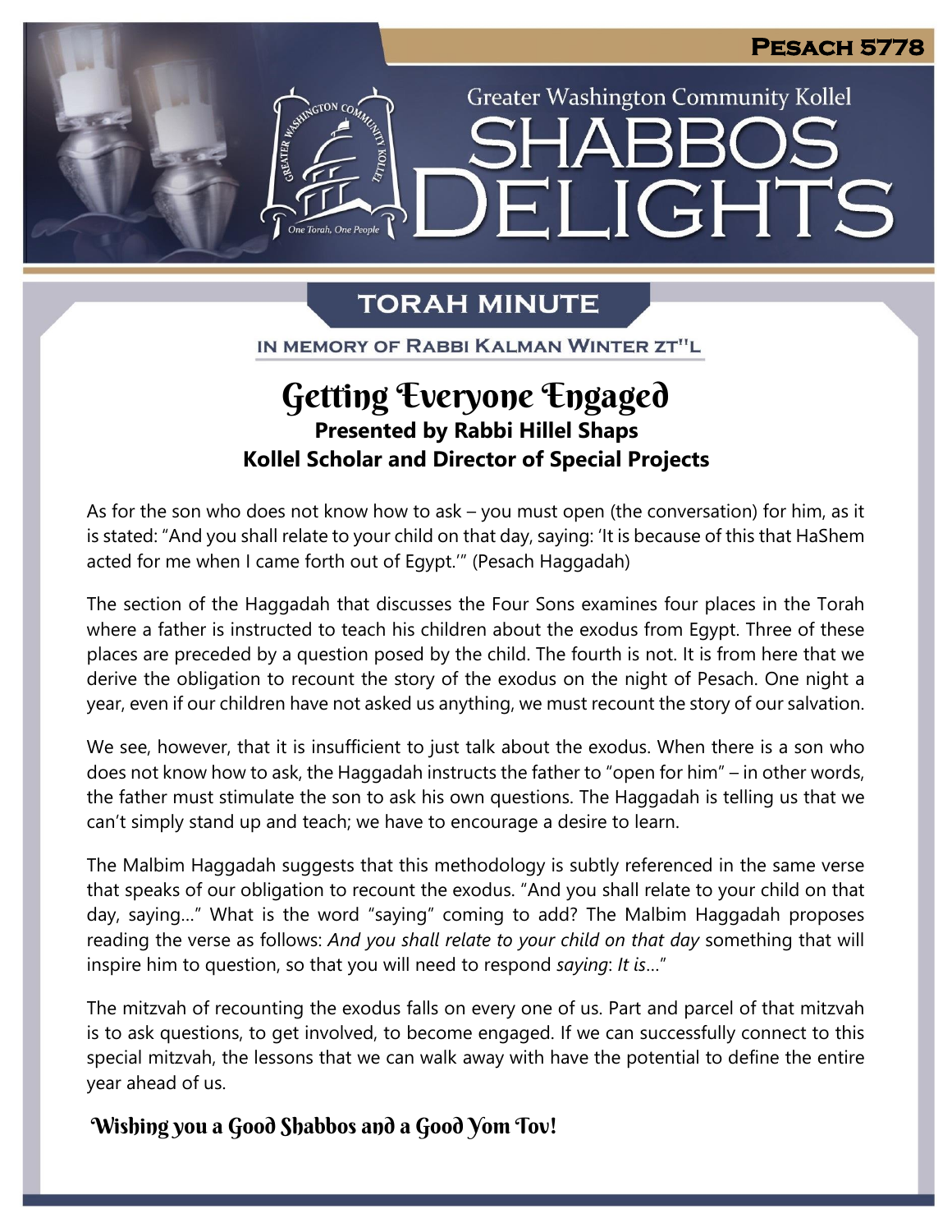**PESACH 5778**

Greater Washington Community Kollel

# SHABBOS DELIGHTS

## TORAH MINUTE

IN MEMORY OF RABBI KALMAN WINTER ZT"L

# Getting Everyone Engaged

**Presented by Rabbi Hillel Shaps**
**Kollel Scholar and Director of Special Projects**

As for the son who does not know how to ask – you must open (the conversation) for him, as it is stated: "And you shall relate to your child on that day, saying: 'It is because of this that HaShem acted for me when I came forth out of Egypt.'" (Pesach Haggadah)

The section of the Haggadah that discusses the Four Sons examines four places in the Torah where a father is instructed to teach his children about the exodus from Egypt. Three of these places are preceded by a question posed by the child. The fourth is not. It is from here that we derive the obligation to recount the story of the exodus on the night of Pesach. One night a year, even if our children have not asked us anything, we must recount the story of our salvation.

We see, however, that it is insufficient to just talk about the exodus. When there is a son who does not know how to ask, the Haggadah instructs the father to "open for him" – in other words, the father must stimulate the son to ask his own questions. The Haggadah is telling us that we can't simply stand up and teach; we have to encourage a desire to learn.

The Malbim Haggadah suggests that this methodology is subtly referenced in the same verse that speaks of our obligation to recount the exodus. "And you shall relate to your child on that day, saying…" What is the word "saying" coming to add? The Malbim Haggadah proposes reading the verse as follows: *And you shall relate to your child on that day* something that will inspire him to question, so that you will need to respond *saying*: *It is*…"

The mitzvah of recounting the exodus falls on every one of us. Part and parcel of that mitzvah is to ask questions, to get involved, to become engaged. If we can successfully connect to this special mitzvah, the lessons that we can walk away with have the potential to define the entire year ahead of us.

**Wishing you a Good Shabbos and a Good Yom Tov!**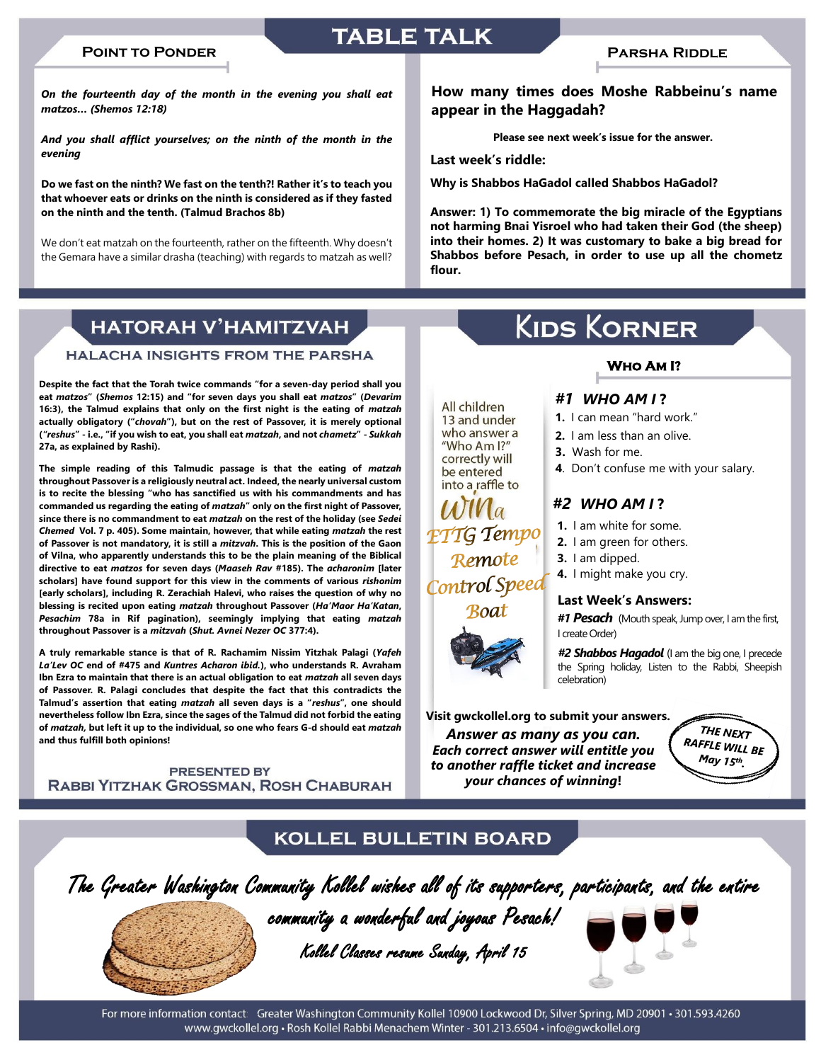# TABLE TALK

## Point to Ponder

***On the fourteenth day of the month in the evening you shall eat matzos… (Shemos 12:18)***

***And you shall afflict yourselves; on the ninth of the month in the evening***

**Do we fast on the ninth? We fast on the tenth?! Rather it's to teach you that whoever eats or drinks on the ninth is considered as if they fasted on the ninth and the tenth. (Talmud Brachos 8b)**

We don't eat matzah on the fourteenth, rather on the fifteenth. Why doesn't the Gemara have a similar drasha (teaching) with regards to matzah as well?

## Parsha Riddle

**How many times does Moshe Rabbeinu's name appear in the Haggadah?**

**Please see next week's issue for the answer.**

**Last week's riddle:**

**Why is Shabbos HaGadol called Shabbos HaGadol?**

**Answer: 1) To commemorate the big miracle of the Egyptians not harming Bnai Yisroel who had taken their God (the sheep) into their homes. 2) It was customary to bake a big bread for Shabbos before Pesach, in order to use up all the chometz flour.**

# HATORAH V'HAMITZVAH

## HALACHA INSIGHTS FROM THE PARSHA

**Despite the fact that the Torah twice commands "for a seven-day period shall you eat *matzos*" (*Shemos* 12:15) and "for seven days you shall eat *matzos*" (*Devarim* 16:3), the Talmud explains that only on the first night is the eating of *matzah* actually obligatory ("*chovah*"), but on the rest of Passover, it is merely optional ("*reshus*" - i.e., "if you wish to eat, you shall eat *matzah*, and not *chametz*" - *Sukkah* 27a, as explained by Rashi).**

**The simple reading of this Talmudic passage is that the eating of *matzah* throughout Passover is a religiously neutral act. Indeed, the nearly universal custom is to recite the blessing "who has sanctified us with his commandments and has commanded us regarding the eating of *matzah*" only on the first night of Passover, since there is no commandment to eat *matzah* on the rest of the holiday (see *Sedei Chemed* Vol. 7 p. 405). Some maintain, however, that while eating *matzah* the rest of Passover is not mandatory, it is still a *mitzvah*. This is the position of the Gaon of Vilna, who apparently understands this to be the plain meaning of the Biblical directive to eat *matzos* for seven days (*Maaseh Rav* #185). The *acharonim* [later scholars] have found support for this view in the comments of various *rishonim* [early scholars], including R. Zerachiah Halevi, who raises the question of why no blessing is recited upon eating *matzah* throughout Passover (*Ha'Maor Ha'Katan*, *Pesachim* 78a in Rif pagination), seemingly implying that eating *matzah* throughout Passover is a *mitzvah* (*Shut. Avnei Nezer OC* 377:4).**

**A truly remarkable stance is that of R. Rachamim Nissim Yitzhak Palagi (*Yafeh La'Lev OC* end of #475 and *Kuntres Acharon ibid.*), who understands R. Avraham Ibn Ezra to maintain that there is an actual obligation to eat *matzah* all seven days of Passover. R. Palagi concludes that despite the fact that this contradicts the Talmud's assertion that eating *matzah* all seven days is a "*reshus*", one should nevertheless follow Ibn Ezra, since the sages of the Talmud did not forbid the eating of *matzah*, but left it up to the individual, so one who fears G-d should eat *matzah* and thus fulfill both opinions!**

PRESENTED BY
RABBI YITZHAK GROSSMAN, ROSH CHABURAH

# KIDS KORNER

## Who Am I?

All children 13 and under who answer a "Who Am I?" correctly will be entered into a raffle to

WIN a ETTG Tempo Remote Control Speed Boat

### #1 WHO AM I ?

1. I can mean "hard work."
2. I am less than an olive.
3. Wash for me.
4. Don't confuse me with your salary.

### #2 WHO AM I ?

1. I am white for some.
2. I am green for others.
3. I am dipped.
4. I might make you cry.

### Last Week's Answers:

***#1 Pesach*** (Mouth speak, Jump over, I am the first, I create Order)

***#2 Shabbos Hagadol*** (I am the big one, I precede the Spring holiday, Listen to the Rabbi, Sheepish celebration)

**Visit gwckollel.org to submit your answers.**

***Answer as many as you can. Each correct answer will entitle you to another raffle ticket and increase your chances of winning!***

THE NEXT RAFFLE WILL BE May 15th.

# KOLLEL BULLETIN BOARD

*The Greater Washington Community Kollel wishes all of its supporters, participants, and the entire community a wonderful and joyous Pesach!*

*Kollel Classes resume Sunday, April 15*

For more information contact Greater Washington Community Kollel 10900 Lockwood Dr, Silver Spring, MD 20901 • 301.593.4260
www.gwckollel.org • Rosh Kollel Rabbi Menachem Winter - 301.213.6504 • info@gwckollel.org